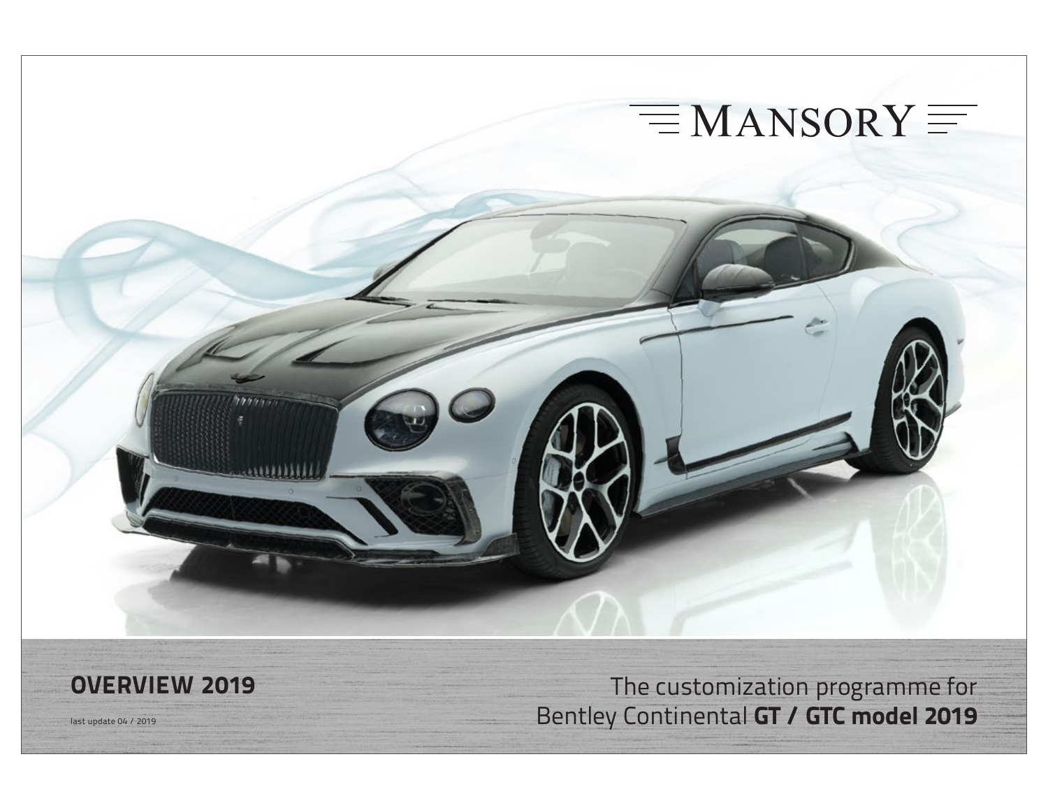# MANSORY

## OVERVIEW 2019

last update 04 / 2019

The customization programme for
Bentley Continental **GT / GTC model 2019**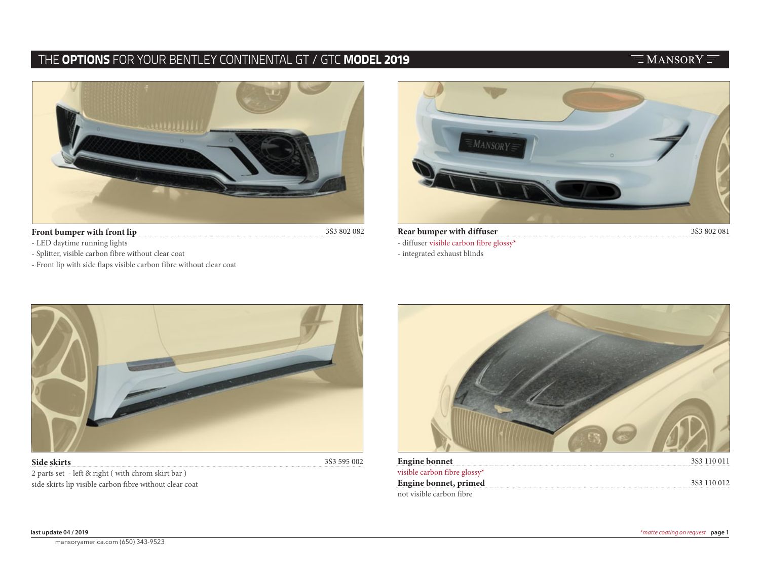# THE **OPTIONS** FOR YOUR BENTLEY CONTINENTAL GT / GTC **MODEL 2019**

**Front bumper with front lip** 3S3 802 082

- LED daytime running lights
- Splitter, visible carbon fibre without clear coat
- Front lip with side flaps visible carbon fibre without clear coat

**Rear bumper with diffuser** 3S3 802 081

- diffuser visible carbon fibre glossy*
- integrated exhaust blinds

**Side skirts** 3S3 595 002

2 parts set - left & right ( with chrom skirt bar )
side skirts lip visible carbon fibre without clear coat

**Engine bonnet** 3S3 110 011

visible carbon fibre glossy*

**Engine bonnet, primed** 3S3 110 012

not visible carbon fibre

**last update 04 / 2019**

*\*matte coating on request*

mansoryamerica.com (650) 343-9523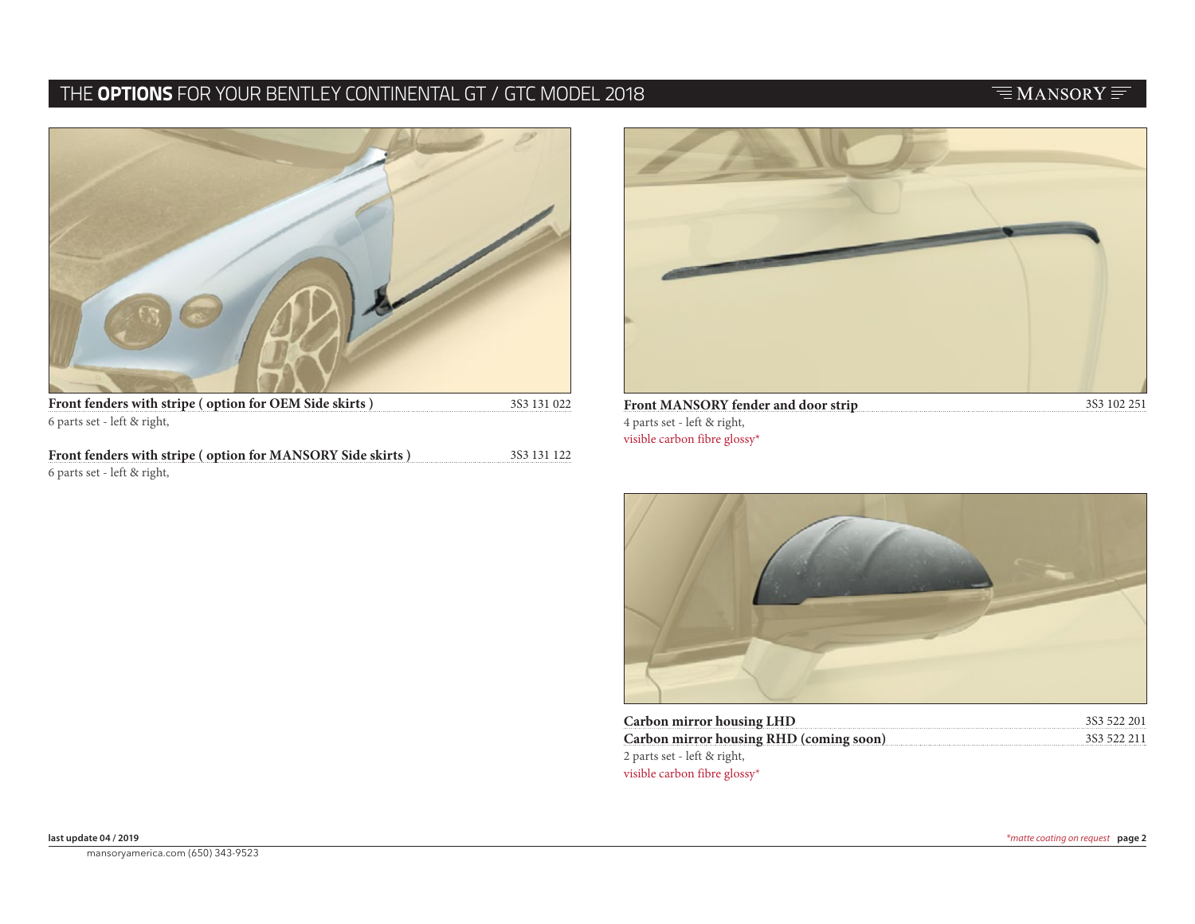**Front fenders with stripe ( option for OEM Side skirts )** 3S3 131 022
6 parts set - left & right,

**Front fenders with stripe ( option for MANSORY Side skirts )** 3S3 131 122
6 parts set - left & right,

**Front MANSORY fender and door strip** 3S3 102 251
4 parts set - left & right,
visible carbon fibre glossy*

**Carbon mirror housing LHD** 3S3 522 201
**Carbon mirror housing RHD (coming soon)** 3S3 522 211
2 parts set - left & right,
visible carbon fibre glossy*

last update 04 / 2019

*matte coating on request

mansoryamerica.com (650) 343-9523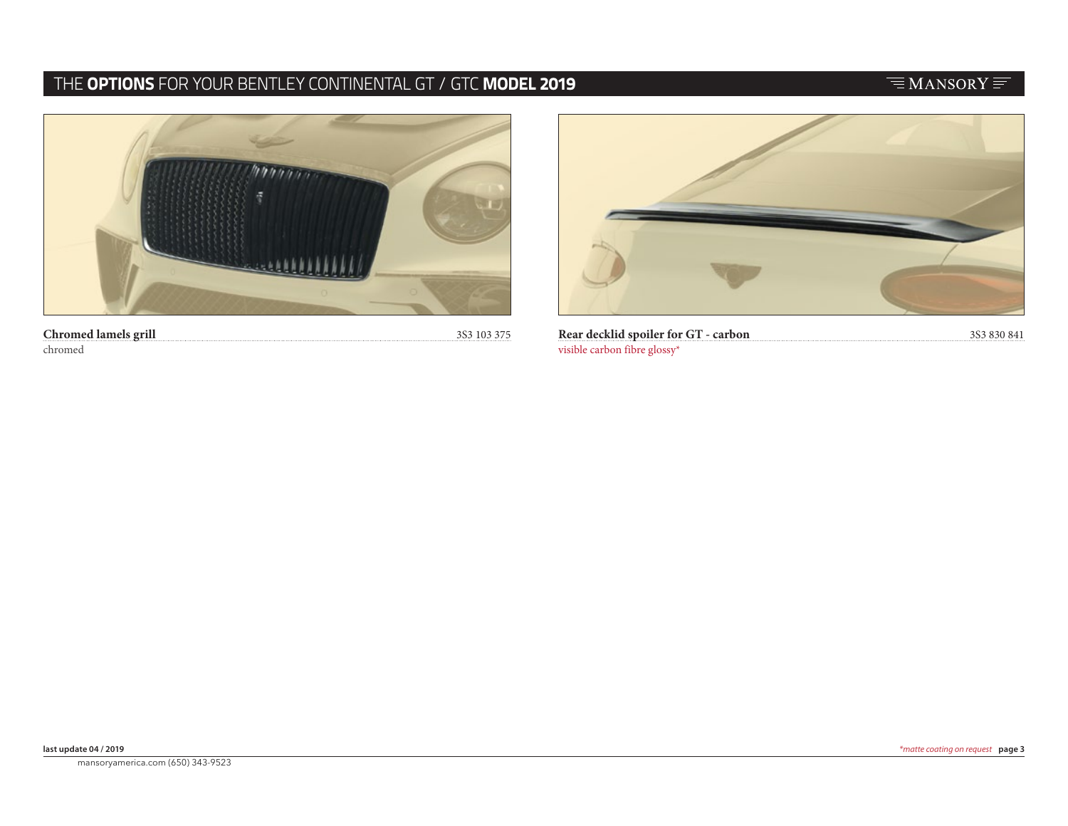**Chromed lamels grill** 3S3 103 375
chromed

**Rear decklid spoiler for GT - carbon** 3S3 830 841
visible carbon fibre glossy*

last update 04 / 2019

*matte coating on request*

mansoryamerica.com (650) 343-9523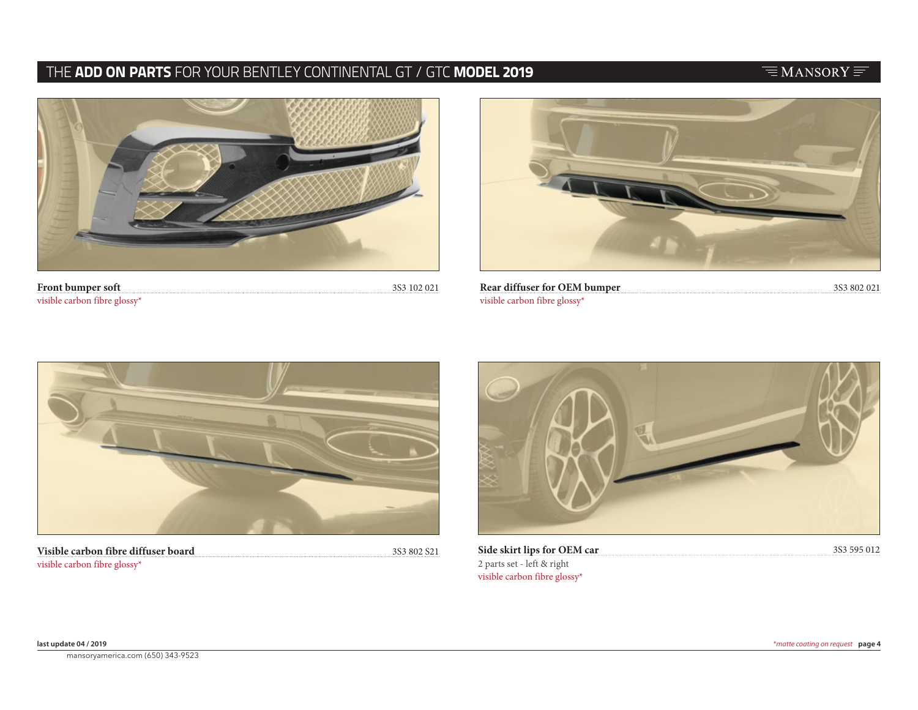# THE **ADD ON PARTS** FOR YOUR BENTLEY CONTINENTAL GT / GTC **MODEL 2019**

**Front bumper soft** 3S3 102 021
visible carbon fibre glossy*

**Rear diffuser for OEM bumper** 3S3 802 021
visible carbon fibre glossy*

**Visible carbon fibre diffuser board** 3S3 802 S21
visible carbon fibre glossy*

**Side skirt lips for OEM car** 3S3 595 012
2 parts set - left & right
visible carbon fibre glossy*

**last update 04 / 2019**

*\*matte coating on request*

mansoryamerica.com (650) 343-9523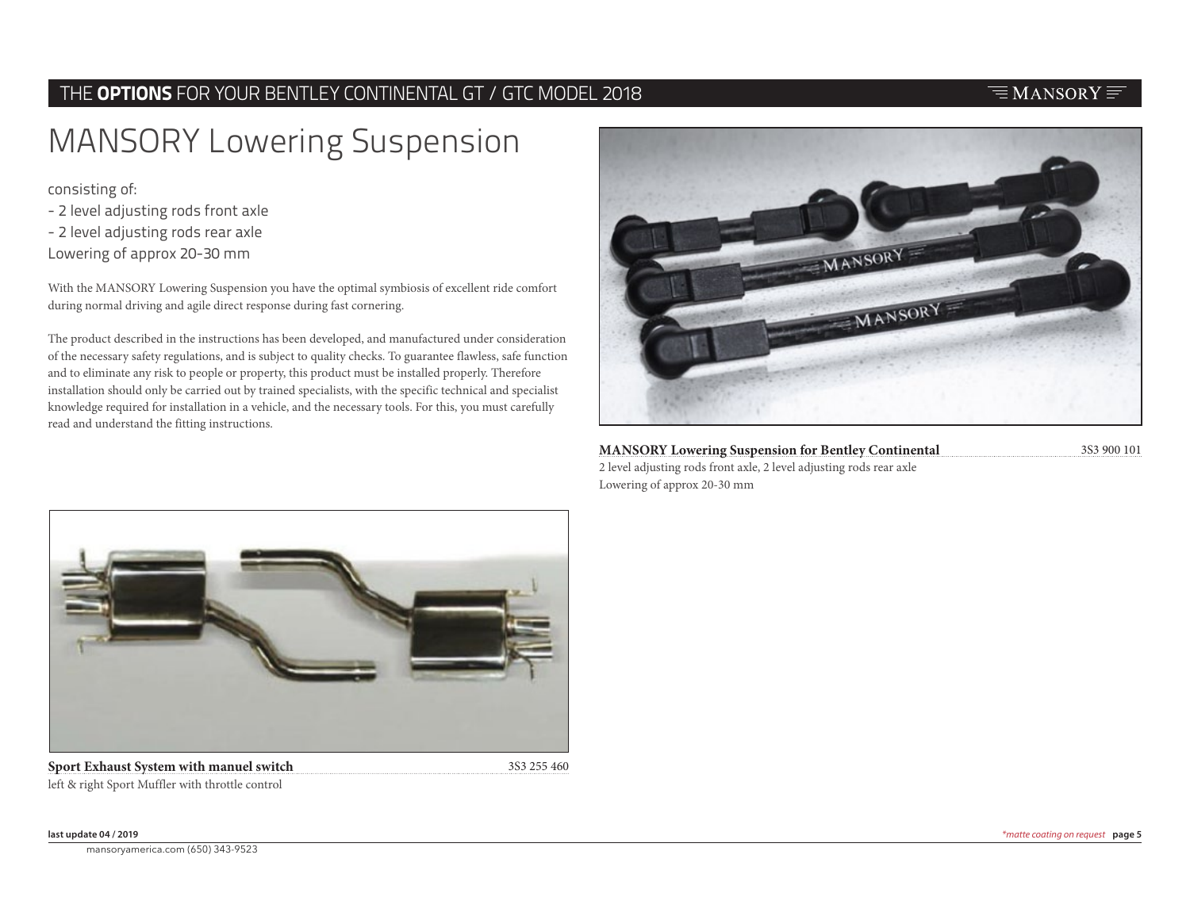# MANSORY Lowering Suspension

consisting of:
- 2 level adjusting rods front axle
- 2 level adjusting rods rear axle

Lowering of approx 20-30 mm

With the MANSORY Lowering Suspension you have the optimal symbiosis of excellent ride comfort during normal driving and agile direct response during fast cornering.

The product described in the instructions has been developed, and manufactured under consideration of the necessary safety regulations, and is subject to quality checks. To guarantee flawless, safe function and to eliminate any risk to people or property, this product must be installed properly. Therefore installation should only be carried out by trained specialists, with the specific technical and specialist knowledge required for installation in a vehicle, and the necessary tools. For this, you must carefully read and understand the fitting instructions.

**MANSORY Lowering Suspension for Bentley Continental** 3S3 900 101
2 level adjusting rods front axle, 2 level adjusting rods rear axle
Lowering of approx 20-30 mm

**Sport Exhaust System with manuel switch** 3S3 255 460
left & right Sport Muffler with throttle control

*matte coating on request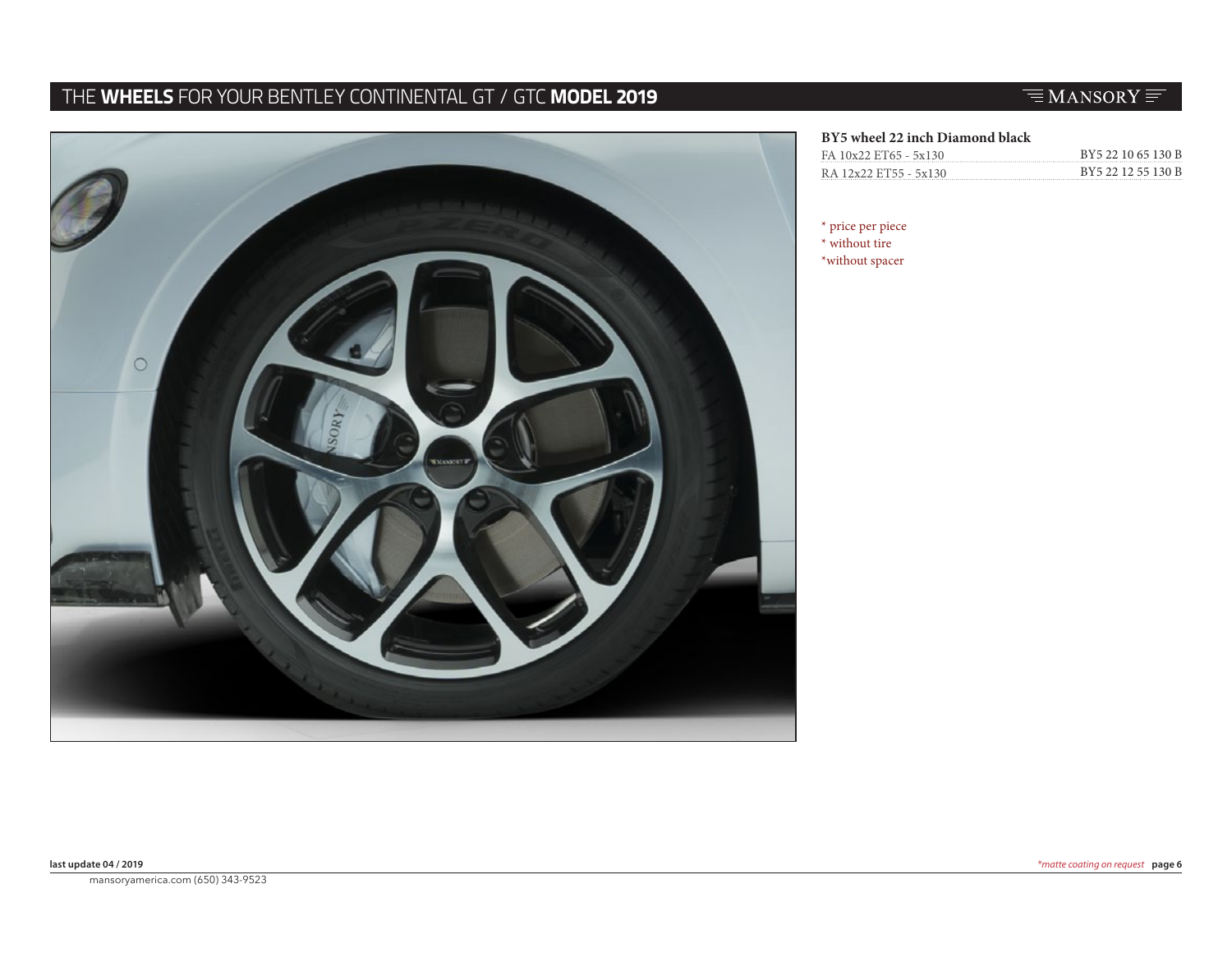# THE **WHEELS** FOR YOUR BENTLEY CONTINENTAL GT / GTC **MODEL 2019**

### BY5 wheel 22 inch Diamond black

| | |
|---|---|
| FA 10x22 ET65 - 5x130 | BY5 22 10 65 130 B |
| RA 12x22 ET55 - 5x130 | BY5 22 12 55 130 B |

\* price per piece
\* without tire
\*without spacer

last update 04 / 2019

*\*matte coating on request*

mansoryamerica.com (650) 343-9523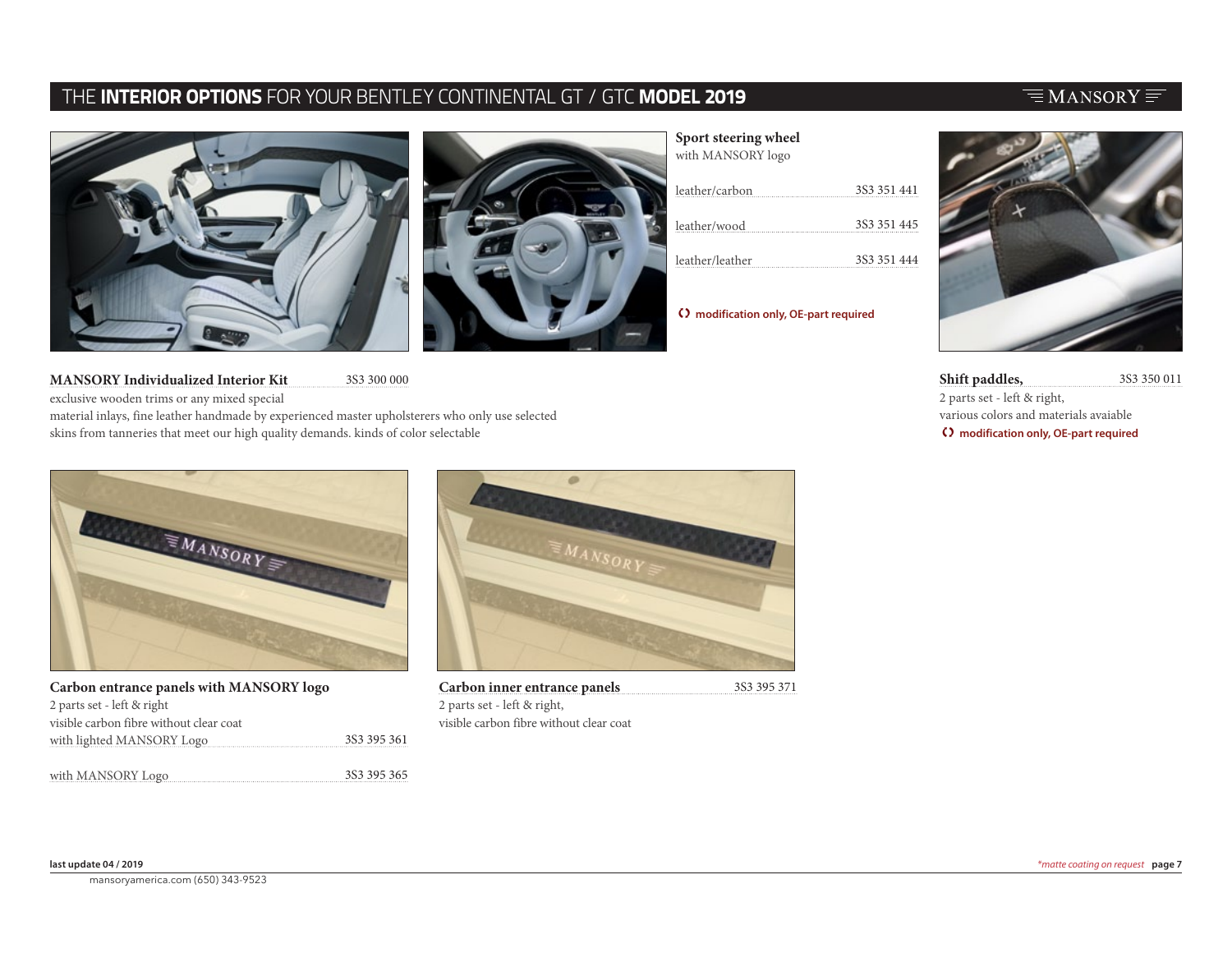# THE **INTERIOR OPTIONS** FOR YOUR BENTLEY CONTINENTAL GT / GTC **MODEL 2019**

### Sport steering wheel
with MANSORY logo

| | |
|---|---|
| leather/carbon | 3S3 351 441 |
| leather/wood | 3S3 351 445 |
| leather/leather | 3S3 351 444 |

**modification only, OE-part required**

### MANSORY Individualized Interior Kit — 3S3 300 000

exclusive wooden trims or any mixed special material inlays, fine leather handmade by experienced master upholsterers who only use selected skins from tanneries that meet our high quality demands. kinds of color selectable

### Shift paddles, — 3S3 350 011

2 parts set - left & right,
various colors and materials avaiable
**modification only, OE-part required**

### Carbon entrance panels with MANSORY logo

2 parts set - left & right
visible carbon fibre without clear coat

| | |
|---|---|
| with lighted MANSORY Logo | 3S3 395 361 |
| with MANSORY Logo | 3S3 395 365 |

### Carbon inner entrance panels — 3S3 395 371

2 parts set - left & right,
visible carbon fibre without clear coat

last update 04 / 2019

*matte coating on request*

mansoryamerica.com (650) 343-9523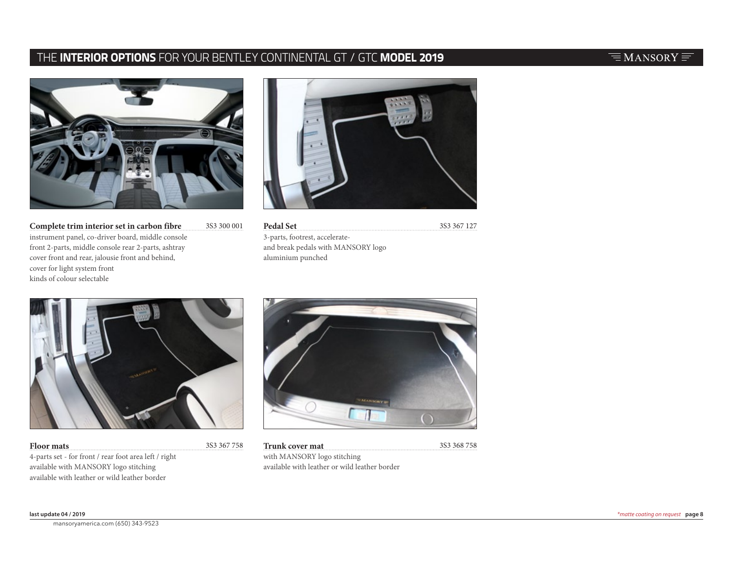# THE **INTERIOR OPTIONS** FOR YOUR BENTLEY CONTINENTAL GT / GTC **MODEL 2019**

**Complete trim interior set in carbon fibre** 3S3 300 001

instrument panel, co-driver board, middle console front 2-parts, middle console rear 2-parts, ashtray cover front and rear, jalousie front and behind, cover for light system front
kinds of colour selectable

**Pedal Set** 3S3 367 127

3-parts, footrest, accelerate- and break pedals with MANSORY logo
aluminium punched

**Floor mats** 3S3 367 758

4-parts set - for front / rear foot area left / right
available with MANSORY logo stitching
available with leather or wild leather border

**Trunk cover mat** 3S3 368 758

with MANSORY logo stitching
available with leather or wild leather border

last update 04 / 2019

*matte coating on request*

mansoryamerica.com (650) 343-9523